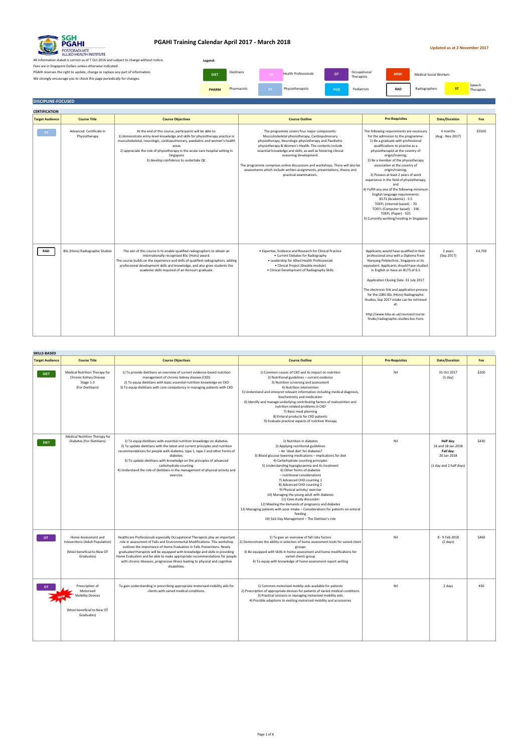# PGAHI Training Calendar April 2017 - March 2018

SGH PGAHI POSTGRADUATE ALLIED HEALTH INSTITUTE

**Updated as at 2 November 2017**

All information stated is correct as of 7 Oct 2016 and subject to change without notice.
Fees are in Singapore Dollars unless otherwise indicated.
PGAHI reserves the right to update, change or replace any part of information.
We strongly encourage you to check this page periodically for changes.

**Legend:**

| Code | Discipline |
|---|---|
| DIET | Dietitians |
| HP | Health Professionals |
| OT | Occupational Therapists |
| MSW | Medical Social Workers |
| PHARM | Pharmacists |
| PT | Physiotherapists |
| POD | Podiatrists |
| RAD | Radiographers |
| ST | Speech Therapists |

## DISCIPLINE-FOCUSED

### CERTIFICATION

| Target Audience | Course Title | Course Objectives | Course Outline | Pre-Requisites | Date/Duration | Fee |
|---|---|---|---|---|---|---|
| PT | Advanced Certificate in Physiotherapy | At the end of this course, participants will be able to:<br>1) demonstrate entry-level knowledge and skills for physiotherapy practice in musculoskeletal, neurologic, cardiopulmonary, paediatric and women's health areas<br>2) appreciate the role of physiotherapy in the acute-care hospital setting in Singapore<br>3) develop confidence to undertake QE. | The programme covers four major components: Musculoskeletal physiotherapy, Cardiopulmonary physiotherapy, Neurologic physiotherapy and Paediatric physiotherapy & Women's Health. The contents include essential knowledge and skills, as well as fostering clinical reasoning development.<br>The programme comprises online discussions and workshops. There will also be assessments which include written assignments, presentations, theory and practical examinations. | The following requirements are necessary for the admission to the programme:<br>1) Be a graduate with professional qualifications to practise as a physiotherapist at the country of origin/training;<br>2) Be a member of the physiotherapy association at the country of origin/training;<br>3) Possess at least 2 years of work experience in the field of physiotherapy; and<br>4) Fulfill any one of the following minimum English language requirements:<br>IELTS (Academic) - 5.5<br>TOEFL (Internet based) - 70<br>TOEFL (Computer based) - 196<br>TOEFL (Paper) - 525<br>5) Currently working/residing in Singapore | 4 months<br>(Aug - Nov 2017) | $5500 |
| RAD | BSc (Hons) Radiographic Studies | The aim of this course is to enable qualified radiographers to obtain an internationally recognised BSc (Hons) award.<br>The course builds on the experience and skills of qualified radiographers, adding professional development skills and knowledge, and also gives students the academic skills required of an Honours graduate. | • Expertise, Evidence and Research for Clinical Practice<br>• Current Debates for Radiography<br>• Leadership for Allied Health Professionals<br>• Clinical Project (Double module)<br>• Clinical Development of Radiography Skills | Applicants would have qualified in their professional area with a Diploma from Nanyang Polytechnic, Singapore or its equivalent. Applicants should have studied in English or have an IELTS of 6.5<br>Application Closing Date: 31 July 2017<br>The electronic link and application process for the LSBU BSc (Hons) Radiographic Studies, Sep 2017 intake can be retrieved at:<br>http://www.lsbu.ac.uk/courses/course-finder/radiographic-studies-bsc-hons | 2 years<br>(Sep 2017) | £4,750 |

### SKILLS-BASED

| Target Audience | Course Title | Course Objectives | Course Outline | Pre-Requisites | Date/Duration | Fee |
|---|---|---|---|---|---|---|
| DIET | Medical Nutrition Therapy for Chronic Kidney Disease Stage 1-3<br>(For Dietitians) | 1) To provide dietitians an overview of current evidence-based nutrition management of chronic kidney disease (CKD)<br>2) To equip dietitians with basic essential nutrition knowledge on CKD<br>3) To equip dietitians with core competency in managing patients with CKD | 1) Common causes of CKD and its impact on nutrition<br>2) Nutritional guidelines – current evidence<br>3) Nutrition screening and assessment<br>4) Nutrition intervention<br>5) Understand and interpret relevant information including medical diagnosis, biochemistry and medication<br>6) Identify and manage underlying contributing factors of malnutrition and nutrition related problems in CKD<br>7) Basic meal planning<br>8) Enteral products for CKD patients<br>9) Evaluate practical aspects of nutrition therapy | Nil | 31 Oct 2017<br>(1 day) | $200 |
| DIET | Medical Nutrition Therapy for Diabetes (For Dietitians) | 1) To equip dietitians with essential nutrition knowledge on diabetes.<br>2) To update dietitians with the latest and current principles and nutrition recommendations for people with diabetes, type 1, type 2 and other forms of diabetes.<br>3) To update dietitians with knowledge on the principles of advanced carbohydrate counting.<br>4) Understand the role of dietitians in the management of physical activity and exercise. | 1) Nutrition in diabetes<br>2) Applying nutritional guidelines<br>– An 'ideal diet' for diabetes?<br>3) Blood glucose lowering medications – implications for diet<br>4) Carbohydrate counting principles<br>5) Understanding hypoglycaemia and its treatment<br>6) Other forms of diabetes<br>– nutritional considerations<br>7) Advanced CHO counting 1<br>8) Advanced CHO counting 2<br>9) Physical activity/ exercise<br>10) Managing the young adult with diabetes<br>11) Case study discussion<br>12) Meeting the demands of pregnancy and diabetes<br>13) Managing patients with poor intake – Considerations for patients on enteral feeding<br>14) Sick Day Management – The Dietitian's role | Nil | **Half day:**<br>16 and 18 Jan 2018<br>**Full day:**<br>20 Jan 2018<br>(1 day and 2 half days) | $430 |
| OT | Home Assessment and Inteventions (Adult Population)<br>(Most beneficial to New OT Graduates) | Healthcare Professionals especially Occupational Therapists play an important role in assessment of Falls and Environmental Modifications. This workshop outlines the importance of Home Evaluation in Falls Preventions. Newly graduated therapists will be equipped with knowledge and skills in providing Home Evaluation and be able to make appropriate recommendations for people with chronic diseases, progressive illness leading to physical and cognitive disabilities. | 1) To gain an overview of fall risks factors<br>2) Demonstrate the ability in selection of home assessment tools for varied client groups<br>3) Be equipped with Skills in home assessment and home modifications for varied clients group<br>4) To equip with knowledge of home assessment report writing | Nil | 8 - 9 Feb 2018<br>(2 days) | $460 |
| OT | **New** Prescription of Motorised Mobility Devices<br>(Most beneficial to New OT Graduates) | To gain understanding in prescribing appropriate motorised mobility aids for clients with varied medical conditions. | 1) Common motorised mobility aids available for patients<br>2) Prescription of appropriate devices for patients of varied medical conditions<br>3) Practical sessions in managing motorised mobility aids<br>4) Possible adaptions to existing motorised mobility and accessories | Nil | 2 days | 430 |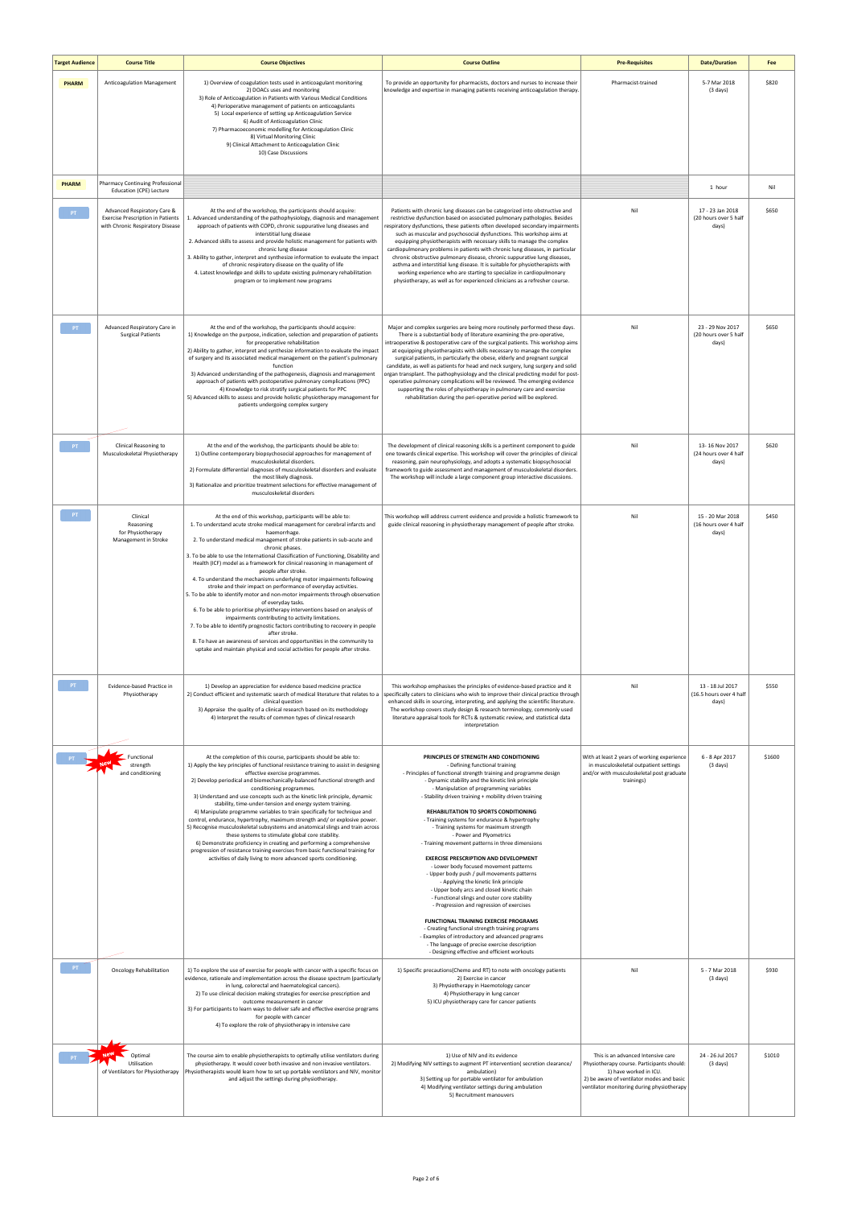| Target Audience | Course Title | Course Objectives | Course Outline | Pre-Requisites | Date/Duration | Fee |
|---|---|---|---|---|---|---|
| PHARM | Anticoagulation Management | 1) Overview of coagulation tests used in anticoagulant monitoring<br>2) DOACs uses and monitoring<br>3) Role of Anticoagulation in Patients with Various Medical Conditions<br>4) Perioperative management of patients on anticoagulants<br>5) Local experience of setting up Anticoagulation Service<br>6) Audit of Anticoagulation Clinic<br>7) Pharmacoeconomic modelling for Anticoagulation Clinic<br>8) Virtual Monitoring Clinic<br>9) Clinical Attachment to Anticoagulation Clinic<br>10) Case Discussions | To provide an opportunity for pharmacists, doctors and nurses to increase their knowledge and expertise in managing patients receiving anticoagulation therapy. | Pharmacist-trained | 5-7 Mar 2018 (3 days) | $820 |
| PHARM | Pharmacy Continuing Professional Education (CPE) Lecture | | | | 1 hour | Nil |
| PT | Advanced Respiratory Care & Exercise Prescription in Patients with Chronic Respiratory Disease | At the end of the workshop, the participants should acquire:<br>1. Advanced understanding of the pathophysiology, diagnosis and management approach of patients with COPD, chronic suppurative lung diseases and interstitial lung disease<br>2. Advanced skills to assess and provide holistic management for patients with chronic lung disease<br>3. Ability to gather, interpret and synthesize information to evaluate the impact of chronic respiratory disease on the quality of life<br>4. Latest knowledge and skills to update existing pulmonary rehabilitation program or to implement new programs | Patients with chronic lung diseases can be categorized into obstructive and restrictive dysfunction based on associated pulmonary pathologies. Besides respiratory dysfunctions, these patients often developed secondary impairments such as muscular and psychosocial dysfunctions. This workshop aims at equipping physiotherapists with necessary skills to manage the complex cardiopulmonary problems in patients with chronic lung diseases, in particular chronic obstructive pulmonary disease, chronic suppurative lung diseases, asthma and interstitial lung disease. It is suitable for physiotherapists with working experience who are starting to specialize in cardiopulmonary physiotherapy, as well as for experienced clinicians as a refresher course. | Nil | 17 - 23 Jan 2018 (20 hours over 5 half days) | $650 |
| PT | Advanced Respiratory Care in Surgical Patients | At the end of the workshop, the participants should acquire:<br>1) Knowledge on the purpose, indication, selection and preparation of patients for preoperative rehabilitation<br>2) Ability to gather, interpret and synthesize information to evaluate the impact of surgery and its associated medical management on the patient's pulmonary function<br>3) Advanced understanding of the pathogenesis, diagnosis and management approach of patients with postoperative pulmonary complications (PPC)<br>4) Knowledge to risk stratify surgical patients for PPC<br>5) Advanced skills to assess and provide holistic physiotherapy management for patients undergoing complex surgery | Major and complex surgeries are being more routinely performed these days. There is a substantial body of literature examining the pre-operative, intraoperative & postoperative care of the surgical patients. This workshop aims at equipping physiotherapists with skills necessary to manage the complex surgical patients, in particularly the obese, elderly and pregnant surgical candidate, as well as patients for head and neck surgery, lung surgery and solid organ transplant. The pathophysiology and the clinical predicting model for post-operative pulmonary complications will be reviewed. The emerging evidence supporting the roles of physiotherapy in pulmonary care and exercise rehabilitation during the peri-operative period will be explored. | Nil | 23 - 29 Nov 2017 (20 hours over 5 half days) | $650 |
| PT | Clinical Reasoning to Musculoskeletal Physiotherapy | At the end of the workshop, the participants should be able to:<br>1) Outline contemporary biopsychosocial approaches for management of musculoskeletal disorders.<br>2) Formulate differential diagnoses of musculoskeletal disorders and evaluate the most likely diagnosis.<br>3) Rationalize and prioritize treatment selections for effective management of musculoskeletal disorders | The development of clinical reasoning skills is a pertinent component to guide one towards clinical expertise. This workshop will cover the principles of clinical reasoning, pain neurophysiology, and adopts a systematic biopsychosocial framework to guide assessment and management of musculoskeletal disorders. The workshop will include a large component group interactive discussions. | Nil | 13- 16 Nov 2017 (24 hours over 4 half days) | $620 |
| PT | Clinical Reasoning for Physiotherapy Management in Stroke | At the end of this workshop, participants will be able to:<br>1. To understand acute stroke medical management for cerebral infarcts and haemorrhage.<br>2. To understand medical management of stroke patients in sub-acute and chronic phases.<br>3. To be able to use the International Classification of Functioning, Disability and Health (ICF) model as a framework for clinical reasoning in management of people after stroke.<br>4. To understand the mechanisms underlying motor impairments following stroke and their impact on performance of everyday activities.<br>5. To be able to identify motor and non-motor impairments through observation of everyday tasks.<br>6. To be able to prioritise physiotherapy interventions based on analysis of impairments contributing to activity limitations.<br>7. To be able to identify prognostic factors contributing to recovery in people after stroke.<br>8. To have an awareness of services and opportunities in the community to uptake and maintain physical and social activities for people after stroke. | This workshop will address current evidence and provide a holistic framework to guide clinical reasoning in physiotherapy management of people after stroke. | Nil | 15 - 20 Mar 2018 (16 hours over 4 half days) | $450 |
| PT | Evidence-based Practice in Physiotherapy | 1) Develop an appreciation for evidence based medicine practice<br>2) Conduct efficient and systematic search of medical literature that relates to a clinical question<br>3) Appraise the quality of a clinical research based on its methodology<br>4) Interpret the results of common types of clinical research | This workshop emphasises the principles of evidence-based practice and it specifically caters to clinicians who wish to improve their clinical practice through enhanced skills in sourcing, interpreting, and applying the scientific literature. The workshop covers study design & research terminology, commonly used literature appraisal tools for RCTs & systematic review, and statistical data interpretation | Nil | 13 - 18 Jul 2017 (16.5 hours over 4 half days) | $550 |
| PT | New Functional strength and conditioning | At the completion of this course, participants should be able to:<br>1) Apply the key principles of functional resistance training to assist in designing effective exercise programmes.<br>2) Develop periodical and biomechanically-balanced functional strength and conditioning programmes.<br>3) Understand and use concepts such as the kinetic link principle, dynamic stability, time-under-tension and energy system training.<br>4) Manipulate programme variables to train specifically for technique and control, endurance, hypertrophy, maximum strength and/ or explosive power.<br>5) Recognise musculoskeletal subsystems and anatomical slings and train across these systems to stimulate global core stability.<br>6) Demonstrate proficiency in creating and performing a comprehensive progression of resistance training exercises from basic functional training for activities of daily living to more advanced sports conditioning. | **PRINCIPLES OF STRENGTH AND CONDITIONING**<br>- Defining functional training<br>- Principles of functional strength training and programme design<br>- Dynamic stability and the kinetic link principle<br>- Manipulation of programming variables<br>- Stability driven training + mobility driven training<br>**REHABILITATION TO SPORTS CONDITIONING**<br>- Training systems for endurance & hypertrophy<br>- Training systems for maximum strength<br>- Power and Plyometrics<br>- Training movement patterns in three dimensions<br>**EXERCISE PRESCRIPTION AND DEVELOPMENT**<br>- Lower body focused movement patterns<br>- Upper body push / pull movements patterns<br>- Applying the kinetic link principle<br>- Upper body arcs and closed kinetic chain<br>- Functional slings and outer core stability<br>- Progression and regression of exercises<br>**FUNCTIONAL TRAINING EXERCISE PROGRAMS**<br>- Creating functional strength training programs<br>- Examples of introductory and advanced programs<br>- The language of precise exercise description<br>- Designing effective and efficient workouts | With at least 2 years of working experience in musculoskeletal outpatient settings and/or with musculoskeletal post graduate trainings) | 6 - 8 Apr 2017 (3 days) | $1600 |
| PT | Oncology Rehabilitation | 1) To explore the use of exercise for people with cancer with a specific focus on evidence, rationale and implementation across the disease spectrum (particularly in lung, colorectal and haematological cancers).<br>2) To use clinical decision making strategies for exercise prescription and outcome measurement in cancer<br>3) For participants to learn ways to deliver safe and effective exercise programs for people with cancer<br>4) To explore the role of physiotherapy in intensive care | 1) Specific precautions(Chemo and RT) to note with oncology patients<br>2) Exercise in cancer<br>3) Physiotherapy in Haemotology cancer<br>4) Physiotherapy in lung cancer<br>5) ICU physiotherapy care for cancer patients | Nil | 5 - 7 Mar 2018 (3 days) | $930 |
| PT | New Optimal Utilisation of Ventilators for Physiotherapy | The course aim to enable physiotherapists to optimally utilise ventilators during physiotherapy. It would cover both invasive and non invasive ventilators. Physiotherapists would learn how to set up portable ventilators and NIV, monitor and adjust the settings during physiotherapy. | 1) Use of NIV and its evidence<br>2) Modifying NIV settings to augment PT intervention( secretion clearance/ ambulation)<br>3) Setting up for portable ventilator for ambulation<br>4) Modifying ventilator settings during ambulation<br>5) Recruitment manouvers | This is an advanced Intensive care Physiotherapy course. Participants should:<br>1) have worked in ICU.<br>2) be aware of ventilator modes and basic ventilator monitoring during physiotherapy | 24 - 26 Jul 2017 (3 days) | $1010 |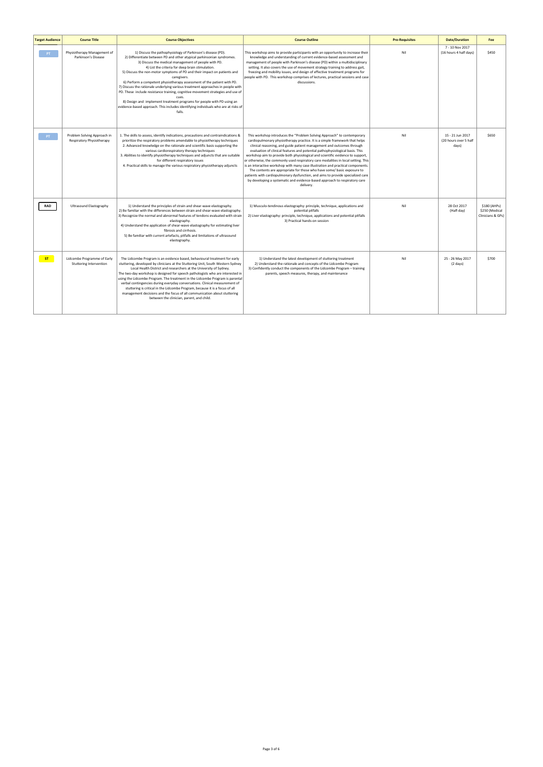| Target Audience | Course Title | Course Objectives | Course Outline | Pre-Requisites | Date/Duration | Fee |
|---|---|---|---|---|---|---|
| PT | Physiotherapy Management of Parkinson's Disease | 1) Discuss the pathophysiology of Parkinson's disease (PD).<br>2) Differentiate between PD and other atypical parkinsonian syndromes.<br>3) Discuss the medical management of people with PD.<br>4) List the criteria for deep brain stimulation.<br>5) Discuss the non-motor symptoms of PD and their impact on patients and caregivers.<br>6) Perform a competent physiotherapy assessment of the patient with PD.<br>7) Discuss the rationale underlying various treatment approaches in people with PD. These include resistance training, cognitive movement strategies and use of cues.<br>8) Design and implement treatment programs for people with PD using an evidence-based approach. This includes identifying individuals who are at risks of falls. | This workshop aims to provide participants with an opportunity to increase their knowledge and understanding of current evidence-based assessment and management of people with Parkinson's disease (PD) within a multidisciplinary setting. It also covers the use of movement strategy training to address gait, freezing and mobility issues, and design of effective treatment programs for people with PD. This workshop comprises of lectures, practical sessions and case discussions. | Nil | 7 - 10 Nov 2017<br>(16 hours 4 half days) | $450 |
| PT | Problem Solving Approach in Respiratory Physiotherapy | 1. The skills to assess, identify indications, precautions and contraindications & prioritize the respiratory problems amendable to physiotherapy techniques<br>2. Advanced knowledge on the rationale and scientific basis supporting the various cardiorespiratory therapy techniques<br>3. Abilities to identify physiotherapy techniques and adjuncts that are suitable for different respiratory issues<br>4. Practical skills to manage the various respiratory physiotherapy adjuncts | This workshop introduces the "Problem Solving Approach" to contemporary cardiopulmonary physiotherapy practice. It is a simple framework that helps clinical reasoning, and guide patient management and outcomes through evaluation of clinical features and potential pathophysiological basis. This workshop aim to provide both physiological and scientific evidence to support, or otherwise, the commonly used respiratory care modalities in local setting. This is an interactive workshop with many case illustration and practical components. The contents are appropriate for those who have some/ basic exposure to patients with cardiopulmonary dysfunction, and aims to provide specialized care by developing a systematic and evidence-based approach to respiratory care delivery. | Nil | 15 - 21 Jun 2017<br>(20 hours over 5 half days) | $650 |
| RAD | Ultrasound Elastography | 1) Understand the principles of strain and shear-wave elastography.<br>2) Be familiar with the differences between strain and shear-wave elastography.<br>3) Recognize the normal and abnormal features of tendons evaluated with strain elastography.<br>4) Understand the application of shear-wave elastography for estimating liver fibrosis and cirrhosis.<br>5) Be familiar with current artefacts, pitfalls and limitations of ultrasound elastography. | 1) Musculo-tendinous elastography: principle, technique, applications and potential pitfalls<br>2) Liver elastography: principle, technique, applications and potential pitfalls<br>3) Practical hands-on session | Nil | 28 Oct 2017<br>(Half-day) | $180 (AHPs)<br>$250 (Medical Clinicians & GPs) |
| ST | Lidcombe Programme of Early Stuttering Intervention | The Lidcombe Program is an evidence based, behavioural treatment for early stuttering, developed by clinicians at the Stuttering Unit, South Western Sydney Local Health District and researchers at the University of Sydney.<br>The two-day workshop is designed for speech pathologists who are interested in using the Lidcombe Program. The treatment in the Lidcombe Program is parental verbal contingencies during everyday conversations. Clinical measurement of stuttering is critical in the Lidcombe Program, because it is a focus of all management decisions and the focus of all communication about stuttering between the clinician, parent, and child. | 1) Understand the latest development of stuttering treatment<br>2) Understand the rationale and concepts of the Lidcombe Program<br>3) Confidently conduct the components of the Lidcombe Program – training parents, speech measures, therapy, and maintenance | Nil | 25 - 26 May 2017<br>(2 days) | $700 |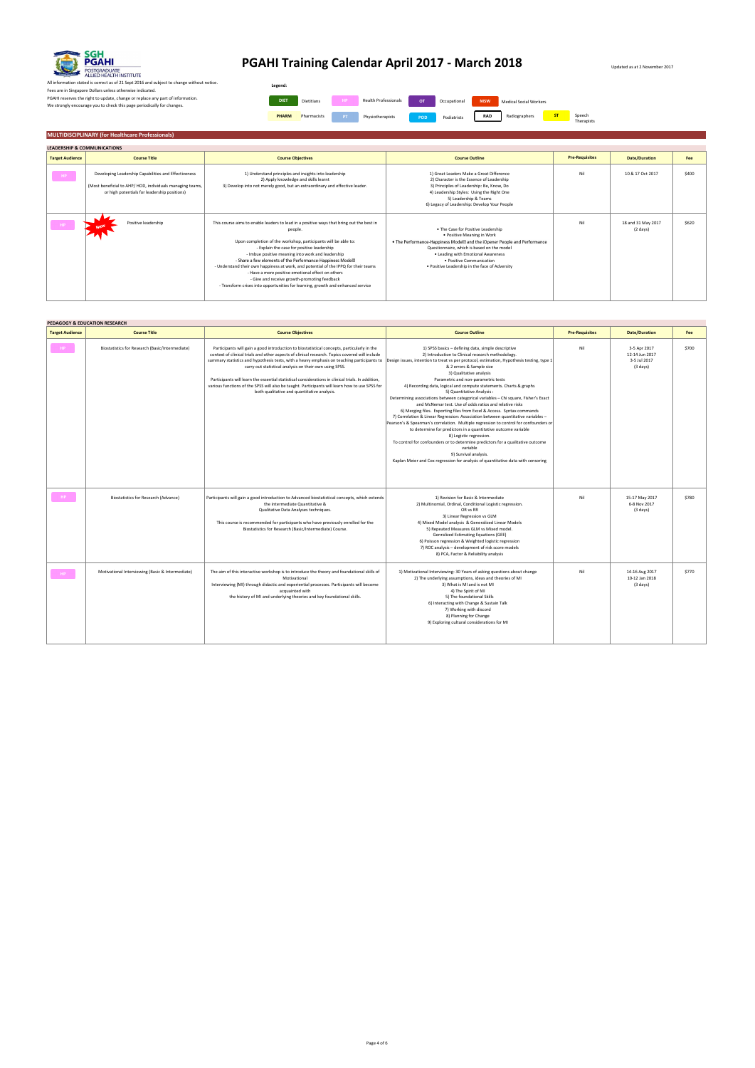# PGAHI Training Calendar April 2017 - March 2018

SGH PGAHI POSTGRADUATE ALLIED HEALTH INSTITUTE

Updated as at 2 November 2017

All information stated is correct as of 21 Sept 2016 and subject to change without notice.
Fees are in Singapore Dollars unless otherwise indicated.
PGAHI reserves the right to update, change or replace any part of information.
We strongly encourage you to check this page periodically for changes.

**Legend:**

| Code | Meaning |
|---|---|
| DIET | Dietitians |
| HP | Health Professionals |
| OT | Occupational |
| MSW | Medical Social Workers |
| PHARM | Pharmacists |
| PT | Physiotherapists |
| POD | Podiatrists |
| RAD | Radiographers |
| ST | Speech Therapists |

## MULTIDISCIPLINARY (for Healthcare Professionals)

### LEADERSHIP & COMMUNICATIONS

| Target Audience | Course Title | Course Objectives | Course Outline | Pre-Requisites | Date/Duration | Fee |
|---|---|---|---|---|---|---|
| HP | Developing Leadership Capabilities and Effectiveness<br>(Most beneficial to AHP/ HOD, individuals managing teams, or high potentials for leadership positions) | 1) Understand principles and insights into leadership<br>2) Apply knowledge and skills learnt<br>3) Develop into not merely good, but an extraordinary and effective leader. | 1) Great Leaders Make a Great Difference<br>2) Character is the Essence of Leadership<br>3) Principles of Leadership: Be, Know, Do<br>4) Leadership Styles: Using the Right One<br>5) Leadership & Teams<br>6) Legacy of Leadership: Develop Your People | Nil | 10 & 17 Oct 2017 | $400 |
| HP | NEW Positive leadership | This course aims to enable leaders to lead in a positive ways that bring out the best in people.<br><br>Upon completion of the workshop, participants will be able to:<br>- Explain the case for positive leadership<br>- Imbue positive meaning into work and leadership<br>- Share a few elements of the Performance-Happiness ModelⅡ<br>- Understand their own happiness at work, and potential of the IPPQ for their teams<br>- Have a more positive emotional effect on others<br>- Give and receive growth-promoting feedback<br>- Transform crises into opportunities for learning, growth and enhanced service | • The Case for Positive Leadership<br>• Positive Meaning in Work<br>• The Performance-Happiness ModelⅡ and the iOpener People and Performance Questionnaire, which is based on the model<br>• Leading with Emotional Awareness<br>• Positive Communication<br>• Positive Leadership in the Face of Adversity | Nil | 18 and 31 May 2017<br>(2 days) | $620 |

### PEDAGOGY & EDUCATION RESEARCH

| Target Audience | Course Title | Course Objectives | Course Outline | Pre-Requisites | Date/Duration | Fee |
|---|---|---|---|---|---|---|
| HP | Biostatistics for Research (Basic/Intermediate) | Participants will gain a good introduction to biostatistical concepts, particularly in the context of clinical trials and other aspects of clinical research. Topics covered will include summary statistics and hypothesis tests, with a heavy emphasis on teaching participants to carry out statistical analysis on their own using SPSS.<br><br>Participants will learn the essential statistical considerations in clinical trials. In addition, various functions of the SPSS will also be taught. Participants will learn how to use SPSS for both qualitative and quantitative analysis. | 1) SPSS basics – defining data, simple descriptive<br>2) Introduction to Clinical research methodology.<br>Design issues, intention to treat vs per protocol, estimation, Hypothesis testing, type 1 & 2 errors & Sample size<br>3) Qualitative analysis<br>Parametric and non-parametric tests<br>4) Recording data, logical and compute statements. Charts & graphs<br>5) Quantitative Analysis :<br>Determining associations between categorical variables – Chi square, Fisher's Exact and McNemar test. Use of odds ratios and relative risks<br>6) Merging files. Exporting files from Excel & Access. Syntax commands<br>7) Correlation & Linear Regression: Association between quantitative variables – Pearson's & Spearman's correlation. Multiple regression to control for confounders or to determine for predictors in a quantitative outcome variable<br>8) Logistic regression.<br>To control for confounders or to determine predictors for a qualitative outcome variable<br>9) Survival analysis.<br>Kaplan Meier and Cox regression for analysis of quantitative data with censoring | Nil | 3-5 Apr 2017<br>12-14 Jun 2017<br>3-5 Jul 2017<br>(3 days) | $700 |
| HP | Biostatistics for Research (Advance) | Participants will gain a good introduction to Advanced biostatistical concepts, which extends the intermediate Quantitative & Qualitative Data Analyses techniques.<br><br>This course is recommended for participants who have previously enrolled for the Biostatistics for Research (Basic/Intermediate) Course. | 1) Revision for Basic & Intermediate<br>2) Multinomial, Ordinal, Conditional Logistic regression.<br>OR vs RR<br>3) Linear Regression vs GLM<br>4) Mixed Model analysis & Generalized Linear Models<br>5) Repeated Measures GLM vs Mixed model.<br>Genralized Estimating Equations (GEE)<br>6) Poisson regression & Weighted logistic regression<br>7) ROC analysis – development of risk score models<br>8) PCA, Factor & Reliability analysis | Nil | 15-17 May 2017<br>6-8 Nov 2017<br>(3 days) | $780 |
| HP | Motivational Interviewing (Basic & Intermediate) | The aim of this interactive workshop is to introduce the theory and foundational skills of Motivational Interviewing (MI) through didactic and experiential processes. Participants will become acquainted with the history of MI and underlying theories and key foundational skills. | 1) Motivational Interviewing: 30 Years of asking questions about change<br>2) The underlying assumptions, ideas and theories of MI<br>3) What is MI and is not MI<br>4) The Spirit of MI<br>5) The foundational Skills<br>6) Interacting with Change & Sustain Talk<br>7) Working with discord<br>8) Planning for Change<br>9) Exploring cultural considerations for MI | Nil | 14-16 Aug 2017<br>10-12 Jan 2018<br>(3 days) | $770 |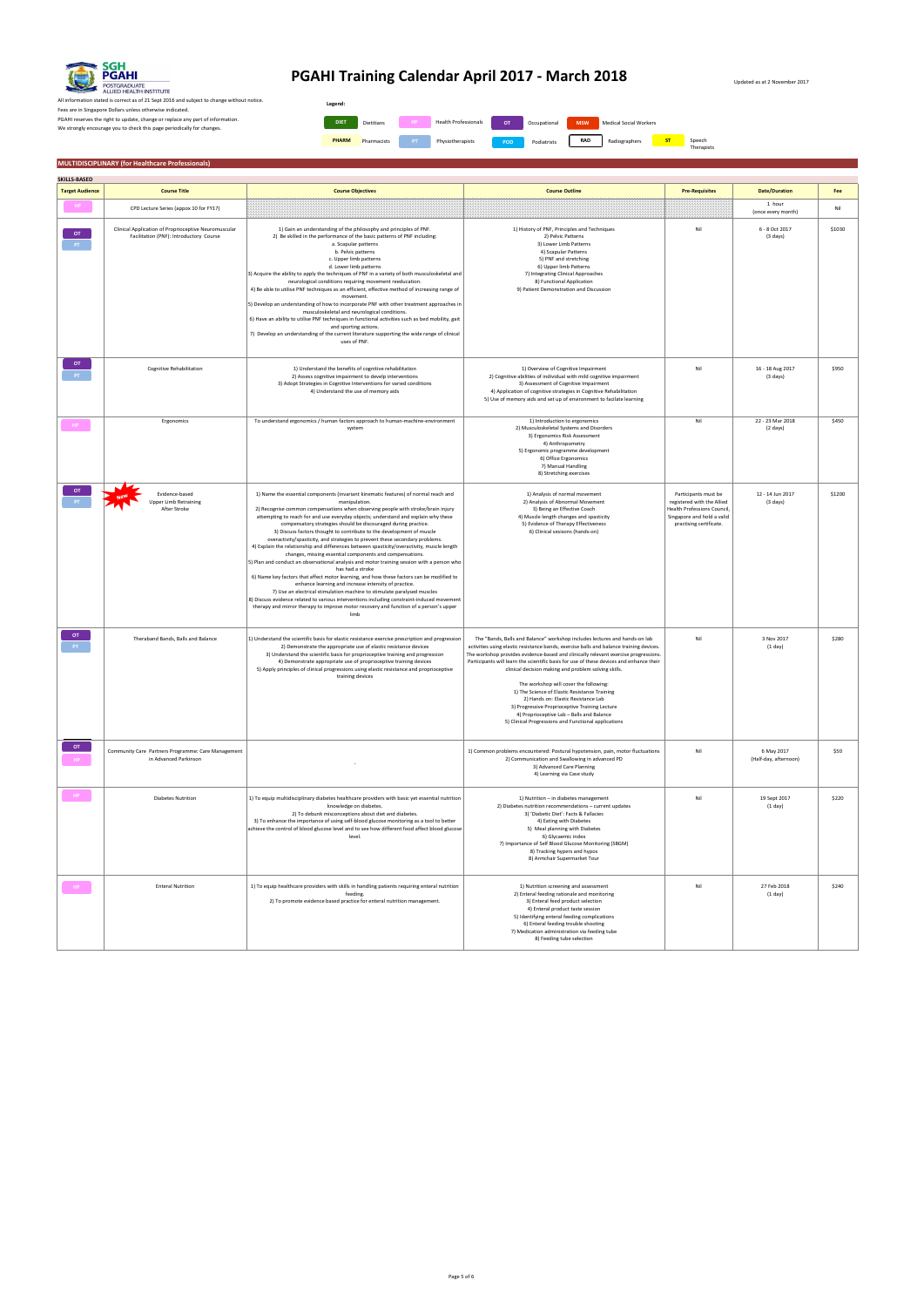# PGAHI Training Calendar April 2017 - March 2018

Updated as at 2 November 2017

All information stated is correct as of 21 Sept 2016 and subject to change without notice.
Fees are in Singapore Dollars unless otherwise indicated.
PGAHI reserves the right to update, change or replace any part of information.
We strongly encourage you to check this page periodically for changes.

**Legend:**

| Code | Meaning |
|---|---|
| DIET | Dietitians |
| HP | Health Professionals |
| OT | Occupational |
| MSW | Medical Social Workers |
| PHARM | Pharmacists |
| PT | Physiotherapists |
| POD | Podiatrists |
| RAD | Radiographers |
| ST | Speech Therapists |

## MULTIDISCIPLINARY (for Healthcare Professionals)

### SKILLS-BASED

| Target Audience | Course Title | Course Objectives | Course Outline | Pre-Requisites | Date/Duration | Fee |
|---|---|---|---|---|---|---|
| HP | CPD Lecture Series (appox 10 for FY17) | | | | 1 hour (once every month) | Nil |
| OT PT | Clinical Application of Proprioceptive Neuromuscular Facilitation (PNF): Introductory Course | 1) Gain an understanding of the philosophy and principles of PNF.<br>2) Be skilled in the performance of the basic patterns of PNF including:<br>a. Scapular patterns<br>b. Pelvic patterns<br>c. Upper limb patterns<br>d. Lower limb patterns<br>3) Acquire the ability to apply the techniques of PNF in a variety of both musculoskeletal and neurological conditions requiring movement reeducation.<br>4) Be able to utilise PNF techniques as an efficient, effective method of increasing range of movement.<br>5) Develop an understanding of how to incorporate PNF with other treatment approaches in musculoskeletal and neurological conditions.<br>6) Have an ability to utilise PNF techniques in functional activities such as bed mobility, gait and sporting actions.<br>7) Develop an understanding of the current literature supporting the wide range of clinical uses of PNF. | 1) History of PNF, Principles and Techniques<br>2) Pelvic Patterns<br>3) Lower Limb Patterns<br>4) Scapular Patterns<br>5) PNF and stretching<br>6) Upper limb Patterns<br>7) Integrating Clinical Approaches<br>8) Functional Application<br>9) Patient Demonstration and Discussion | Nil | 6 - 8 Oct 2017 (3 days) | $1030 |
| OT PT | Cognitive Rehabilitation | 1) Understand the benefits of cognitive rehabilitation<br>2) Assess cognitive impairment to develp interventions<br>3) Adopt Strategies in Cognitive Interventions for varied conditions<br>4) Understand the use of memory aids | 1) Overview of Cognitive Impairment<br>2) Cognitive abilities of individual with mild cognitive impairment<br>3) Assessment of Cognitive Impairment<br>4) Application of cognitive strategies in Cognitive Rehabilitation<br>5) Use of memory aids and set up of environment to faciliate learning | Nil | 16 - 18 Aug 2017 (3 days) | $950 |
| HP | Ergonomics | To understand ergonomics / human factors approach to human-machine-environment system | 1) Introduction to ergonomics<br>2) Musculoskeletal Systems and Disorders<br>3) Ergonomics Risk Assessment<br>4) Anthropometry<br>5) Ergonomic programme development<br>6) Office Ergonomics<br>7) Manual Handling<br>8) Stretching exercises | Nil | 22 - 23 Mar 2018 (2 days) | $450 |
| OT PT | NEW Evidence-based Upper Limb Retraining After Stroke | 1) Name the essential components (invariant kinematic features) of normal reach and manipulation.<br>2) Recognise common compensations when observing people with stroke/brain injury attempting to reach for and use everyday objects; understand and explain why these compensatory strategies should be discouraged during practice.<br>3) Discuss factors thought to contribute to the development of muscle overactivity/spasticity, and strategies to prevent these secondary problems.<br>4) Explain the relationship and differences between spasticity/overactivity, muscle length changes, missing essential components and compensations.<br>5) Plan and conduct an observational analysis and motor training session with a person who has had a stroke<br>6) Name key factors that affect motor learning, and how these factors can be modified to enhance learning and increase intensity of practice.<br>7) Use an electrical stimulation machine to stimulate paralysed muscles<br>8) Discuss evidence related to various interventions including constraint-induced movement therapy and mirror therapy to improve motor recovery and function of a person's upper limb | 1) Analysis of normal movement<br>2) Analysis of Abnormal Movement<br>3) Being an Effective Coach<br>4) Muscle length changes and spasticity<br>5) Evidence of Therapy Effectiveness<br>6) Clinical sessions (hands-on) | Participants must be registered with the Allied Health Professions Council, Singapore and hold a valid practising certificate. | 12 - 14 Jun 2017 (3 days) | $1200 |
| OT PT | Theraband Bands, Balls and Balance | 1) Understand the scientific basis for elastic resistance exercise prescription and progression<br>2) Demonstrate the appropriate use of elastic resistance devices<br>3) Understand the scientific basis for proprioceptive training and progression<br>4) Demonstrate appropriate use of proprioceptive training devices<br>5) Apply principles of clinical progressions using elastic resistance and proprioceptive training devices | The "Bands, Balls and Balance" workshop includes lectures and hands-on lab activities using elastic resistance bands, exercise balls and balance training devices. The workshop provides evidence-based and clinically relevant exercise progressions. Participants will learn the scientific basis for use of these devices and enhance their clinical decision making and problem solving skills.<br><br>The workshop will cover the following:<br>1) The Science of Elastic Resistance Training<br>2) Hands on: Elastic Resistance Lab<br>3) Progressive Proprioceptive Training Lecture<br>4) Proprioceptive Lab – Balls and Balance<br>5) Clinical Progressions and Functional applications | Nil | 3 Nov 2017 (1 day) | $280 |
| OT HP | Community Care Partners Programme: Care Management in Advanced Parkinson | - | 1) Common problems encountered: Postural hypotension, pain, motor fluctuations<br>2) Communication and Swallowing in advanced PD<br>3) Advanced Care Planning<br>4) Learning via Case study | Nil | 6 May 2017 (Half-day, afternoon) | $50 |
| HP | Diabetes Nutrition | 1) To equip multidisciplinary diabetes healthcare providers with basic yet essential nutrition knowledge on diabetes.<br>2) To debunk misconceptions about diet and diabetes.<br>3) To enhance the importance of using self-blood glucose monitoring as a tool to better achieve the control of blood glucose level and to see how different food affect blood glucose level. | 1) Nutrition – in diabetes management<br>2) Diabetes nutrition recommendations – current updates<br>3) 'Diabetic Diet': Facts & Fallacies<br>4) Eating with Diabetes<br>5) Meal planning with Diabetes<br>6) Glycaemic index<br>7) Importance of Self Blood Glucose Monitoring (SBGM)<br>8) Tracking hypers and hypos<br>8) Armchair Supermarket Tour | Nil | 19 Sept 2017 (1 day) | $220 |
| HP | Enteral Nutrition | 1) To equip healthcare providers with skills in handling patients requiring enteral nutrition feeding.<br>2) To promote evidence based practice for enteral nutrition management. | 1) Nutrition screening and assessment<br>2) Enteral feeding rationale and monitoring<br>3) Enteral feed product selection<br>4) Enteral product taste session<br>5) Identifying enteral feeding complications<br>6) Enteral feeding trouble shooting<br>7) Medication administration via feeding tube<br>8) Feeding tube selection | Nil | 27 Feb 2018 (1 day) | $240 |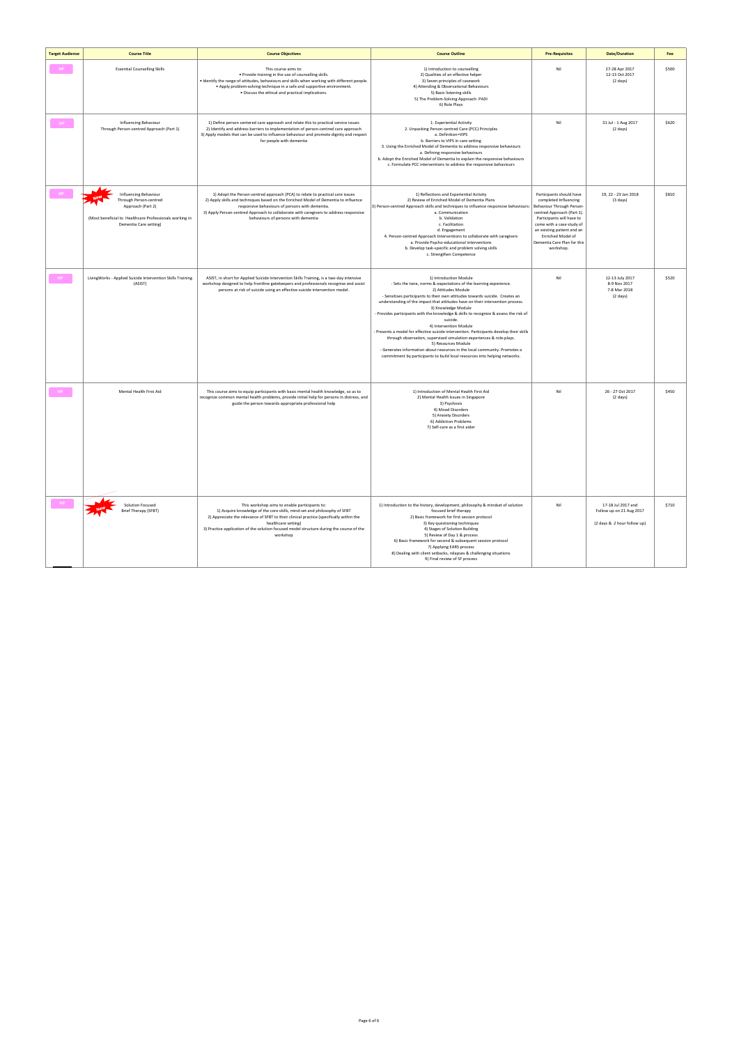| Target Audience | Course Title | Course Objectives | Course Outline | Pre-Requisites | Date/Duration | Fee |
|---|---|---|---|---|---|---|
| HP | Essential Counselling Skills | This course aims to: • Provide training in the use of counselling skills. • Identify the range of attitudes, behaviours and skills when working with different people. • Apply problem-solving technique in a safe and supportive environment. • Discuss the ethical and practical implications. | 1) Introduction to counselling 2) Qualities of an effective helper 3) Seven principles of casework 4) Attending & Observational Behaviours 5) Basic listening skills 5) The Problem-Solving Approach: PADI 6) Role Plays | Nil | 27-28 Apr 2017 12-13 Oct 2017 (2 days) | $500 |
| HP | Influencing Behaviour Through Person-centred Approach (Part 1) | 1) Define person centered care approach and relate this to practical service issues 2) Identify and address barriers to implementation of person-centred care approach 3) Apply models that can be used to influence behaviour and promote dignity and respect for people with dementia | 1. Experiential Activity 2. Unpacking Person-centred Care (PCC) Principles a. Definition=VIPS b. Barriers to VIPS in care setting 3. Using the Enriched Model of Dementia to address responsive behaviours a. Defining responsive behaviours b. Adopt the Enriched Model of Dementia to explain the responsive behaviours c. Formulate PCC interventions to address the responsive behaviours | Nil | 31 Jul - 1 Aug 2017 (2 days) | $620 |
| HP | New Influencing Behaviour Through Person-centred Approach (Part 2) (Most beneficial to Healthcare Professionals working in Dementia Care setting) | 1) Adopt the Person-centred approach (PCA) to relate to practical care issues 2) Apply skills and techniques based on the Enriched Model of Dementia to influence responsive behaviours of persons with dementia. 3) Apply Person-centred Approach to collaborate with caregivers to address responsive behaviours of persons with dementia | 1) Reflections and Experiential Activity 2) Review of Enriched Model of Dementia Plans 3) Person-centred Approach skills and techniques to influence responsive behaviours: a. Communication b. Validation c. Facilitation d. Engagement 4. Person-centred Approach Interventions to collaborate with caregivers a. Provide Psycho-educational interventions b. Develop task-specific and problem solving skills c. Strengthen Competence | Participants should have completed Influencing Behaviour Through Person-centred Approach (Part 1). Participants will have to come with a case study of an existing patient and an Enriched Model of Dementia Care Plan for this workshop. | 19, 22 - 23 Jan 2018 (3 days) | $810 |
| HP | LivingWorks - Applied Suicide Intervention Skills Training (ASIST) | ASIST, in short for Applied Suicide Intervention Skills Training, is a two-day intensive workshop designed to help frontline gatekeepers and professionals recognise and assist persons at risk of suicide using an effective suicide intervention model. | 1) Introduction Module - Sets the tone, norms & expectations of the learning experience. 2) Attitudes Module - Sensitises participants to their own attitudes towards suicide. Creates an understanding of the impact that attitudes have on their intervention process. 3) Knowledge Module - Provides participants with the knowledge & skills to recognize & assess the risk of suicide. 4) Intervention Module - Presents a model for effective suicide intervention. Participants develop their skills through observation, supervised simulation experiences & role-plays. 5) Resources Module - Generates information about resources in the local community. Promotes a commitment by participants to build local resources into helping networks. | Nil | 12-13 July 2017 8-9 Nov 2017 7-8 Mar 2018 (2 days) | $520 |
| HP | Mental Health First Aid | This course aims to equip participants with basic mental health knowledge, so as to recognize common mental health problems, provide initial help for persons in distress, and guide the person towards appropriate professional help | 1) Introduction of Mental Health First Aid 2) Mental Health Issues in Singapore 3) Psychosis 4) Mood Disorders 5) Anxiety Disorders 6) Addiction Problems 7) Self-care as a first aider | Nil | 26 - 27 Oct 2017 (2 days) | $450 |
| HP | New Solution Focused Brief Therapy (SFBT) | This workshop aims to enable participants to: 1) Acquire knowledge of the core skills, mind-set and philosophy of SFBT 2) Appreciate the relevance of SFBT to their clinical practice (specifically within the healthcare setting) 3) Practice application of the solution focused model structure during the course of the workshop | 1) Introduction to the history, development, philosophy & mindset of solution focused brief therapy 2) Basic framework for first session protocol 3) Key questioning techniques 4) Stages of Solution Building 5) Review of Day 1 & process 6) Basic framework for second & subsequent session protocol 7) Applying EARS process 8) Dealing with client setbacks, relapses & challenging situations 9) Final review of SF process | Nil | 17-18 Jul 2017 and Follow up on 21 Aug 2017 (2 days & 2 hour follow up) | $710 |